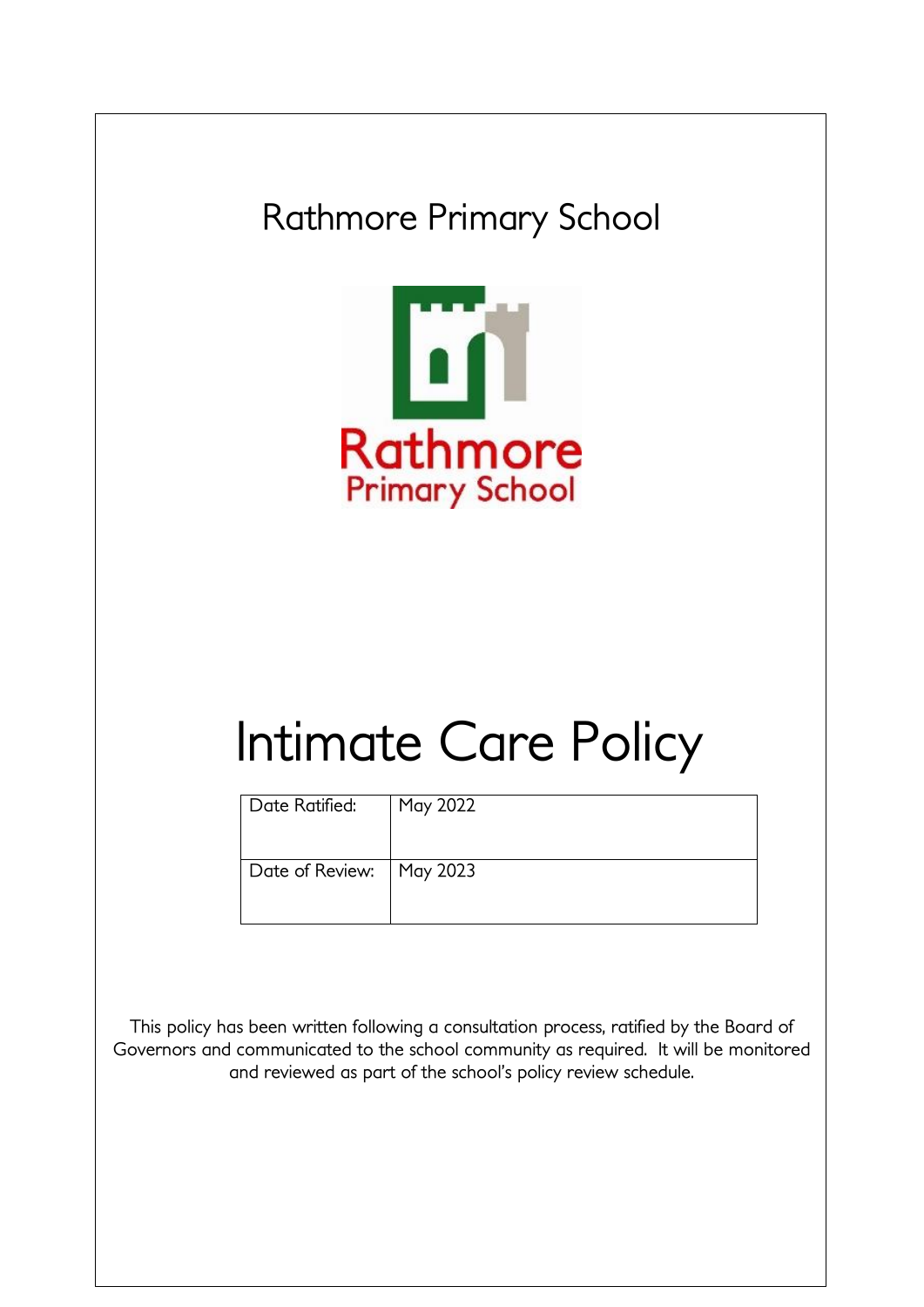# Rathmore Primary School

# Intimate Care Policy

| Date Ratified: | May 2022 |
| --- | --- |
| Date of Review: | May 2023 |

This policy has been written following a consultation process, ratified by the Board of Governors and communicated to the school community as required. It will be monitored and reviewed as part of the school's policy review schedule.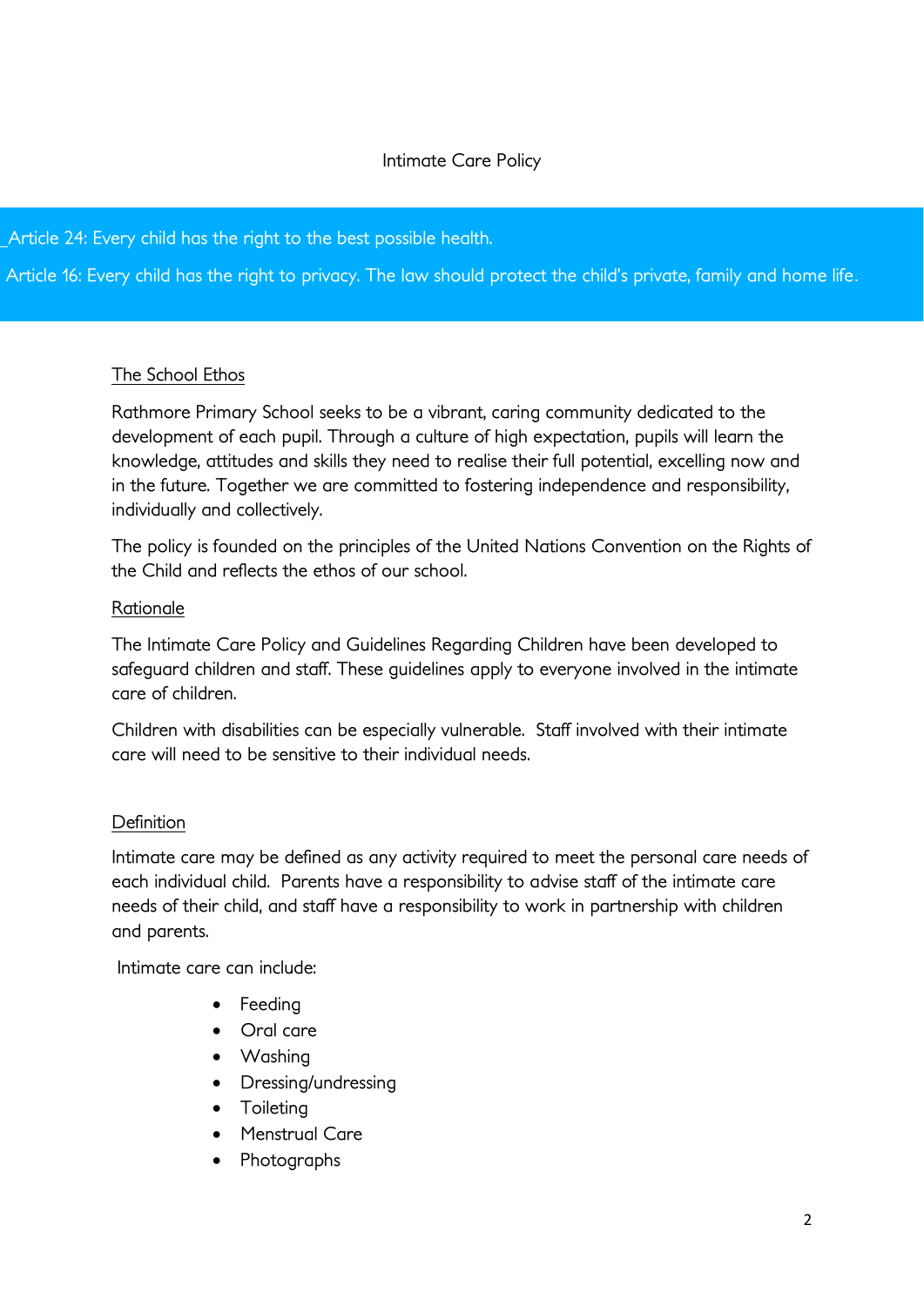# Intimate Care Policy

Article 24: Every child has the right to the best possible health.

Article 16: Every child has the right to privacy. The law should protect the child's private, family and home life.

## The School Ethos

Rathmore Primary School seeks to be a vibrant, caring community dedicated to the development of each pupil. Through a culture of high expectation, pupils will learn the knowledge, attitudes and skills they need to realise their full potential, excelling now and in the future. Together we are committed to fostering independence and responsibility, individually and collectively.

The policy is founded on the principles of the United Nations Convention on the Rights of the Child and reflects the ethos of our school.

## Rationale

The Intimate Care Policy and Guidelines Regarding Children have been developed to safeguard children and staff. These guidelines apply to everyone involved in the intimate care of children.

Children with disabilities can be especially vulnerable. Staff involved with their intimate care will need to be sensitive to their individual needs.

## Definition

Intimate care may be defined as any activity required to meet the personal care needs of each individual child. Parents have a responsibility to advise staff of the intimate care needs of their child, and staff have a responsibility to work in partnership with children and parents.

Intimate care can include:

- Feeding
- Oral care
- Washing
- Dressing/undressing
- Toileting
- Menstrual Care
- Photographs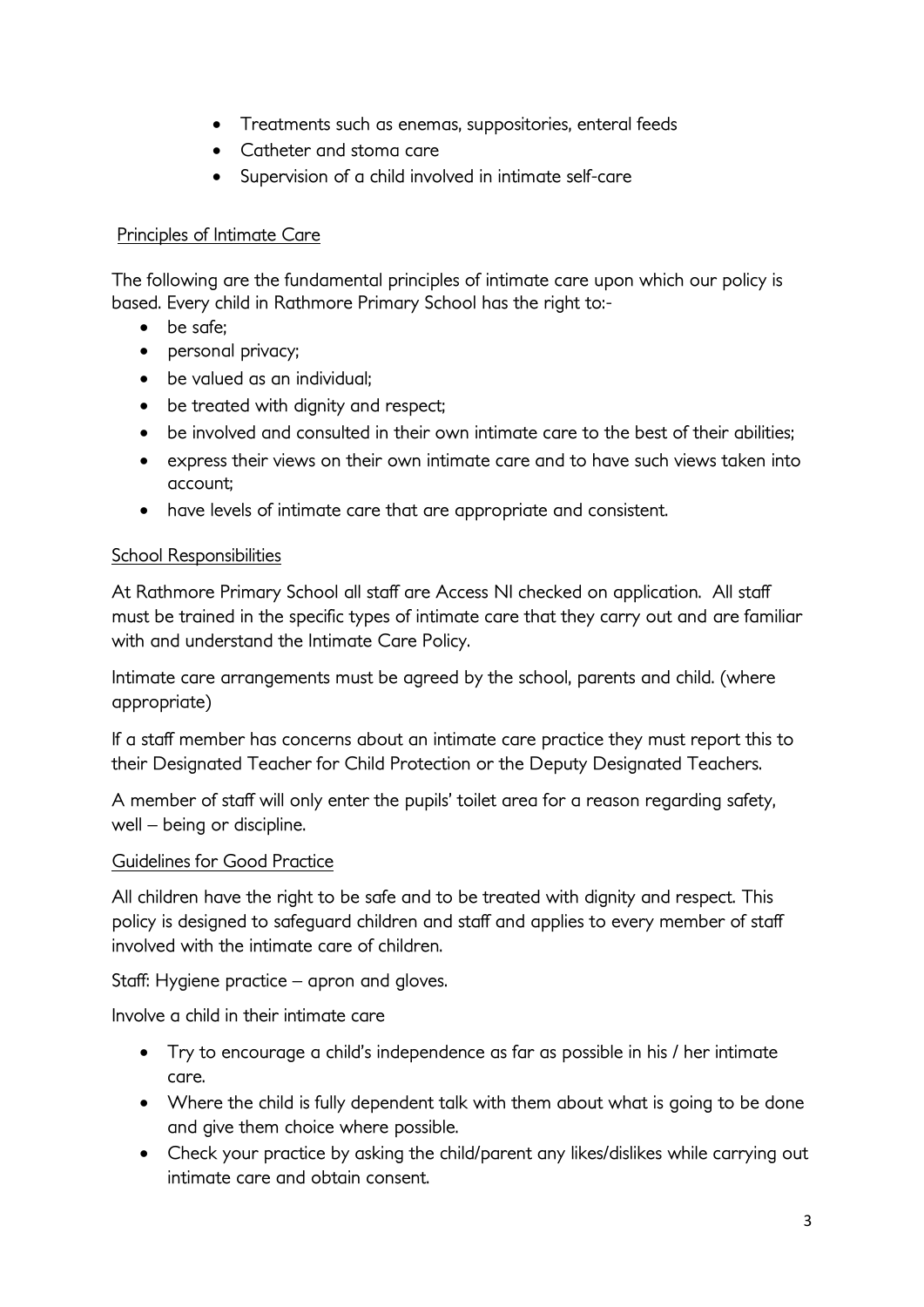- Treatments such as enemas, suppositories, enteral feeds
- Catheter and stoma care
- Supervision of a child involved in intimate self-care

## Principles of Intimate Care

The following are the fundamental principles of intimate care upon which our policy is based. Every child in Rathmore Primary School has the right to:-

- be safe;
- personal privacy;
- be valued as an individual;
- be treated with dignity and respect;
- be involved and consulted in their own intimate care to the best of their abilities;
- express their views on their own intimate care and to have such views taken into account;
- have levels of intimate care that are appropriate and consistent.

## School Responsibilities

At Rathmore Primary School all staff are Access NI checked on application. All staff must be trained in the specific types of intimate care that they carry out and are familiar with and understand the Intimate Care Policy.

Intimate care arrangements must be agreed by the school, parents and child. (where appropriate)

If a staff member has concerns about an intimate care practice they must report this to their Designated Teacher for Child Protection or the Deputy Designated Teachers.

A member of staff will only enter the pupils' toilet area for a reason regarding safety, well – being or discipline.

## Guidelines for Good Practice

All children have the right to be safe and to be treated with dignity and respect. This policy is designed to safeguard children and staff and applies to every member of staff involved with the intimate care of children.

Staff: Hygiene practice – apron and gloves.

Involve a child in their intimate care

- Try to encourage a child's independence as far as possible in his / her intimate care.
- Where the child is fully dependent talk with them about what is going to be done and give them choice where possible.
- Check your practice by asking the child/parent any likes/dislikes while carrying out intimate care and obtain consent.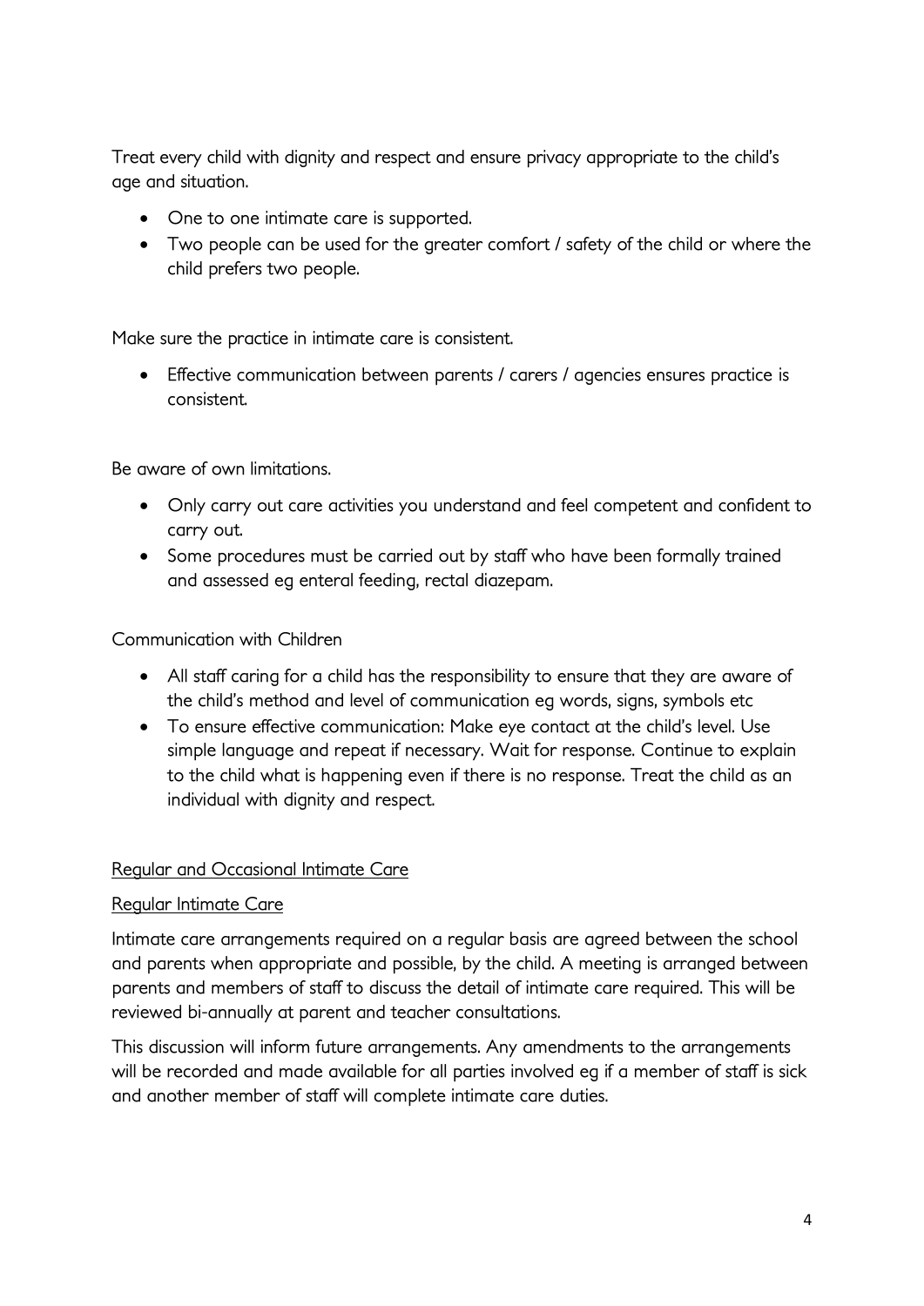Treat every child with dignity and respect and ensure privacy appropriate to the child's age and situation.

- One to one intimate care is supported.
- Two people can be used for the greater comfort / safety of the child or where the child prefers two people.

Make sure the practice in intimate care is consistent.

- Effective communication between parents / carers / agencies ensures practice is consistent.

Be aware of own limitations.

- Only carry out care activities you understand and feel competent and confident to carry out.
- Some procedures must be carried out by staff who have been formally trained and assessed eg enteral feeding, rectal diazepam.

Communication with Children

- All staff caring for a child has the responsibility to ensure that they are aware of the child's method and level of communication eg words, signs, symbols etc
- To ensure effective communication: Make eye contact at the child's level. Use simple language and repeat if necessary. Wait for response. Continue to explain to the child what is happening even if there is no response. Treat the child as an individual with dignity and respect.

<u>Regular and Occasional Intimate Care</u>

<u>Regular Intimate Care</u>

Intimate care arrangements required on a regular basis are agreed between the school and parents when appropriate and possible, by the child. A meeting is arranged between parents and members of staff to discuss the detail of intimate care required. This will be reviewed bi-annually at parent and teacher consultations.

This discussion will inform future arrangements. Any amendments to the arrangements will be recorded and made available for all parties involved eg if a member of staff is sick and another member of staff will complete intimate care duties.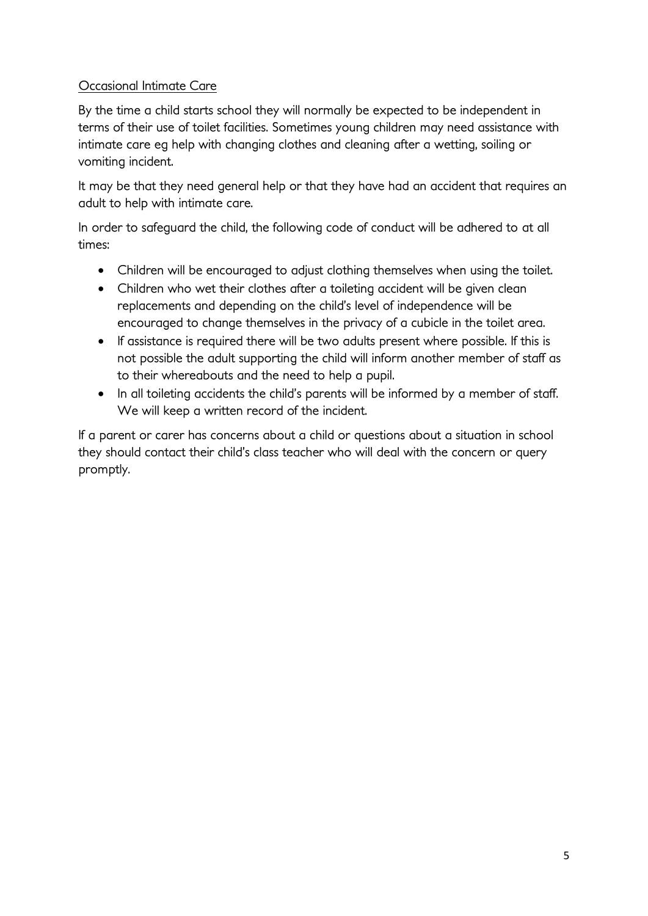Occasional Intimate Care

By the time a child starts school they will normally be expected to be independent in terms of their use of toilet facilities. Sometimes young children may need assistance with intimate care eg help with changing clothes and cleaning after a wetting, soiling or vomiting incident.

It may be that they need general help or that they have had an accident that requires an adult to help with intimate care.

In order to safeguard the child, the following code of conduct will be adhered to at all times:

- Children will be encouraged to adjust clothing themselves when using the toilet.
- Children who wet their clothes after a toileting accident will be given clean replacements and depending on the child's level of independence will be encouraged to change themselves in the privacy of a cubicle in the toilet area.
- If assistance is required there will be two adults present where possible. If this is not possible the adult supporting the child will inform another member of staff as to their whereabouts and the need to help a pupil.
- In all toileting accidents the child's parents will be informed by a member of staff. We will keep a written record of the incident.

If a parent or carer has concerns about a child or questions about a situation in school they should contact their child's class teacher who will deal with the concern or query promptly.